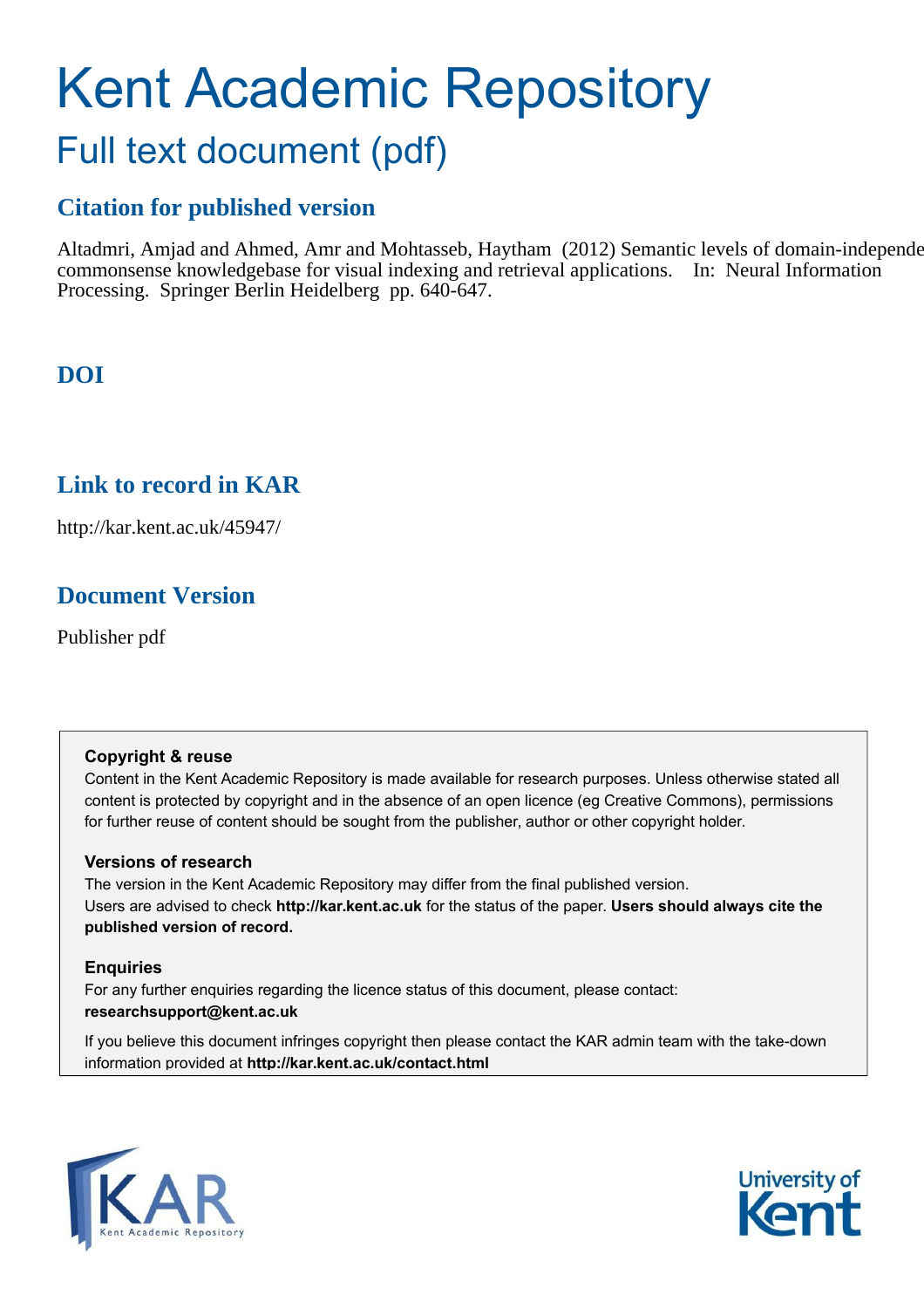# Kent Academic Repository

## Full text document (pdf)

## Citation for published version

Altadmri, Amjad and Ahmed, Amr and Mohtasseb, Haytham (2012) Semantic levels of domain-independe commonsense knowledgebase for visual indexing and retrieval applications. In: Neural Information Processing. Springer Berlin Heidelberg pp. 640-647.

## DOI

## Link to record in KAR

http://kar.kent.ac.uk/45947/

## Document Version

Publisher pdf

**Copyright & reuse**

Content in the Kent Academic Repository is made available for research purposes. Unless otherwise stated all content is protected by copyright and in the absence of an open licence (eg Creative Commons), permissions for further reuse of content should be sought from the publisher, author or other copyright holder.

**Versions of research**

The version in the Kent Academic Repository may differ from the final published version. Users are advised to check **http://kar.kent.ac.uk** for the status of the paper. **Users should always cite the published version of record.**

**Enquiries**

For any further enquiries regarding the licence status of this document, please contact: **researchsupport@kent.ac.uk**

If you believe this document infringes copyright then please contact the KAR admin team with the take-down information provided at **http://kar.kent.ac.uk/contact.html**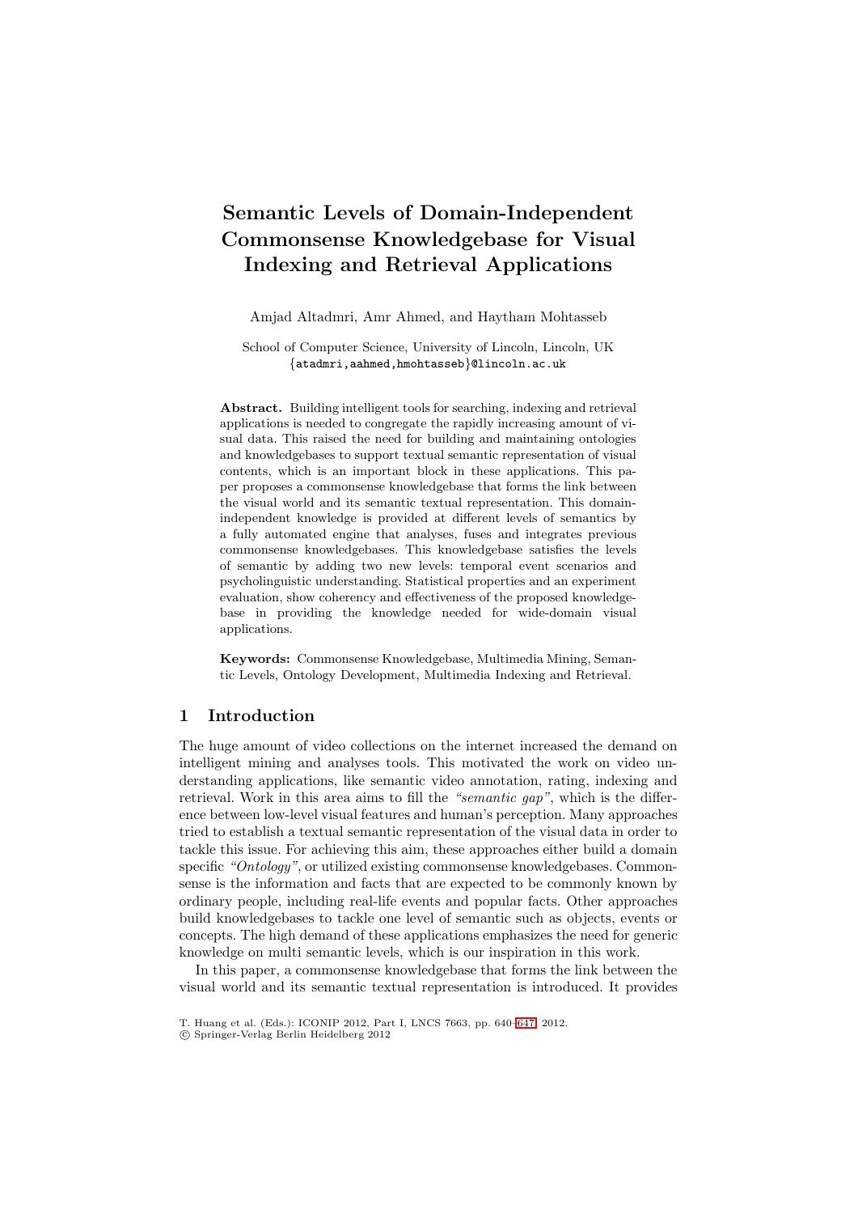# Semantic Levels of Domain-Independent Commonsense Knowledgebase for Visual Indexing and Retrieval Applications

Amjad Altadmri, Amr Ahmed, and Haytham Mohtasseb

School of Computer Science, University of Lincoln, Lincoln, UK
{atadmri,aahmed,hmohtasseb}@lincoln.ac.uk

**Abstract.** Building intelligent tools for searching, indexing and retrieval applications is needed to congregate the rapidly increasing amount of visual data. This raised the need for building and maintaining ontologies and knowledgebases to support textual semantic representation of visual contents, which is an important block in these applications. This paper proposes a commonsense knowledgebase that forms the link between the visual world and its semantic textual representation. This domain-independent knowledge is provided at different levels of semantics by a fully automated engine that analyses, fuses and integrates previous commonsense knowledgebases. This knowledgebase satisfies the levels of semantic by adding two new levels: temporal event scenarios and psycholinguistic understanding. Statistical properties and an experiment evaluation, show coherency and effectiveness of the proposed knowledgebase in providing the knowledge needed for wide-domain visual applications.

**Keywords:** Commonsense Knowledgebase, Multimedia Mining, Semantic Levels, Ontology Development, Multimedia Indexing and Retrieval.

## 1 Introduction

The huge amount of video collections on the internet increased the demand on intelligent mining and analyses tools. This motivated the work on video understanding applications, like semantic video annotation, rating, indexing and retrieval. Work in this area aims to fill the *"semantic gap"*, which is the difference between low-level visual features and human's perception. Many approaches tried to establish a textual semantic representation of the visual data in order to tackle this issue. For achieving this aim, these approaches either build a domain specific *"Ontology"*, or utilized existing commonsense knowledgebases. Commonsense is the information and facts that are expected to be commonly known by ordinary people, including real-life events and popular facts. Other approaches build knowledgebases to tackle one level of semantic such as objects, events or concepts. The high demand of these applications emphasizes the need for generic knowledge on multi semantic levels, which is our inspiration in this work.

In this paper, a commonsense knowledgebase that forms the link between the visual world and its semantic textual representation is introduced. It provides

T. Huang et al. (Eds.): ICONIP 2012, Part I, LNCS 7663, pp. 640–647, 2012.
© Springer-Verlag Berlin Heidelberg 2012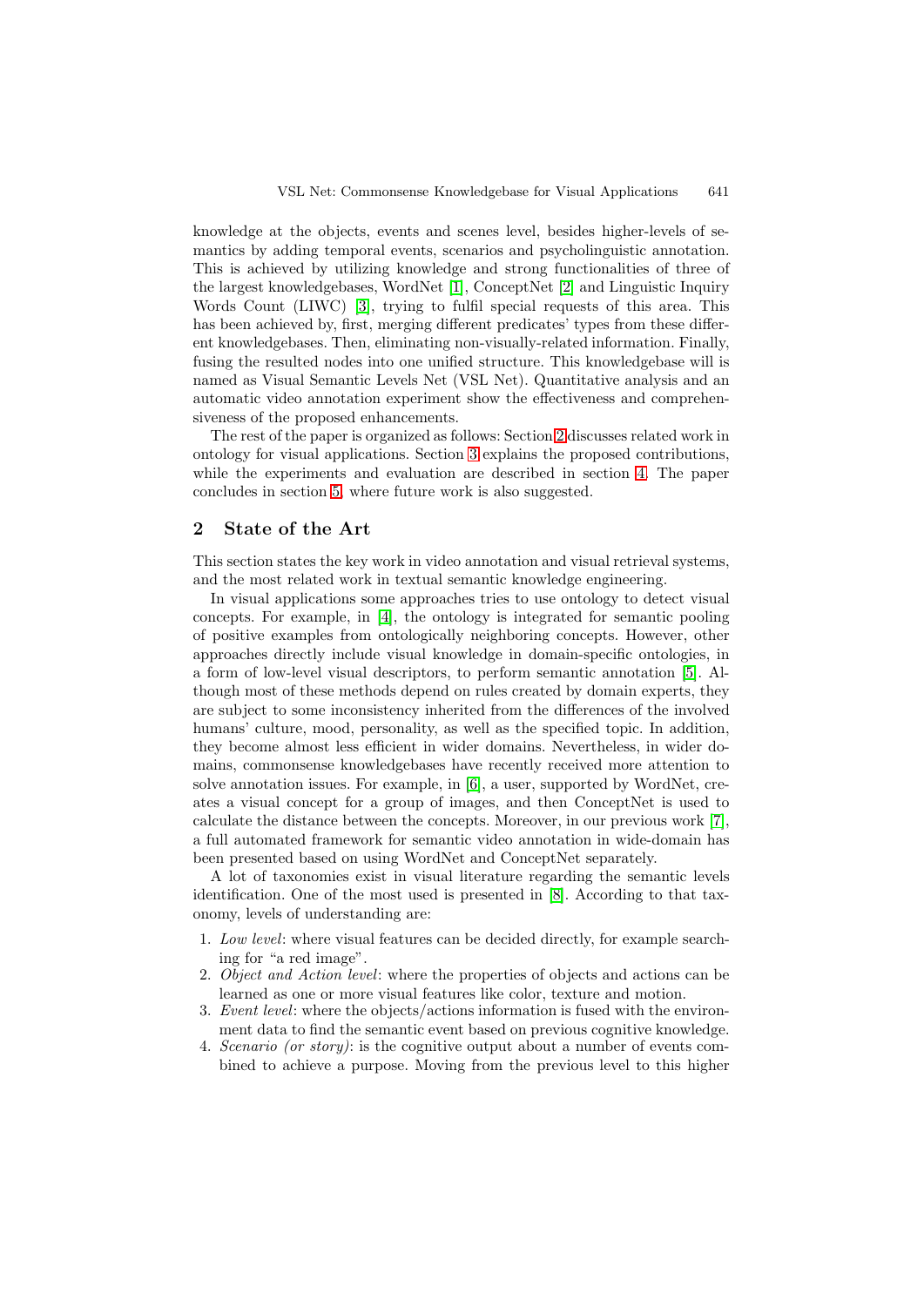knowledge at the objects, events and scenes level, besides higher-levels of semantics by adding temporal events, scenarios and psycholinguistic annotation. This is achieved by utilizing knowledge and strong functionalities of three of the largest knowledgebases, WordNet [1], ConceptNet [2] and Linguistic Inquiry Words Count (LIWC) [3], trying to fulfil special requests of this area. This has been achieved by, first, merging different predicates' types from these different knowledgebases. Then, eliminating non-visually-related information. Finally, fusing the resulted nodes into one unified structure. This knowledgebase will is named as Visual Semantic Levels Net (VSL Net). Quantitative analysis and an automatic video annotation experiment show the effectiveness and comprehensiveness of the proposed enhancements.

The rest of the paper is organized as follows: Section 2 discusses related work in ontology for visual applications. Section 3 explains the proposed contributions, while the experiments and evaluation are described in section 4. The paper concludes in section 5, where future work is also suggested.

## 2 State of the Art

This section states the key work in video annotation and visual retrieval systems, and the most related work in textual semantic knowledge engineering.

In visual applications some approaches tries to use ontology to detect visual concepts. For example, in [4], the ontology is integrated for semantic pooling of positive examples from ontologically neighboring concepts. However, other approaches directly include visual knowledge in domain-specific ontologies, in a form of low-level visual descriptors, to perform semantic annotation [5]. Although most of these methods depend on rules created by domain experts, they are subject to some inconsistency inherited from the differences of the involved humans' culture, mood, personality, as well as the specified topic. In addition, they become almost less efficient in wider domains. Nevertheless, in wider domains, commonsense knowledgebases have recently received more attention to solve annotation issues. For example, in [6], a user, supported by WordNet, creates a visual concept for a group of images, and then ConceptNet is used to calculate the distance between the concepts. Moreover, in our previous work [7], a full automated framework for semantic video annotation in wide-domain has been presented based on using WordNet and ConceptNet separately.

A lot of taxonomies exist in visual literature regarding the semantic levels identification. One of the most used is presented in [8]. According to that taxonomy, levels of understanding are:

1. *Low level*: where visual features can be decided directly, for example searching for "a red image".
2. *Object and Action level*: where the properties of objects and actions can be learned as one or more visual features like color, texture and motion.
3. *Event level*: where the objects/actions information is fused with the environment data to find the semantic event based on previous cognitive knowledge.
4. *Scenario (or story)*: is the cognitive output about a number of events combined to achieve a purpose. Moving from the previous level to this higher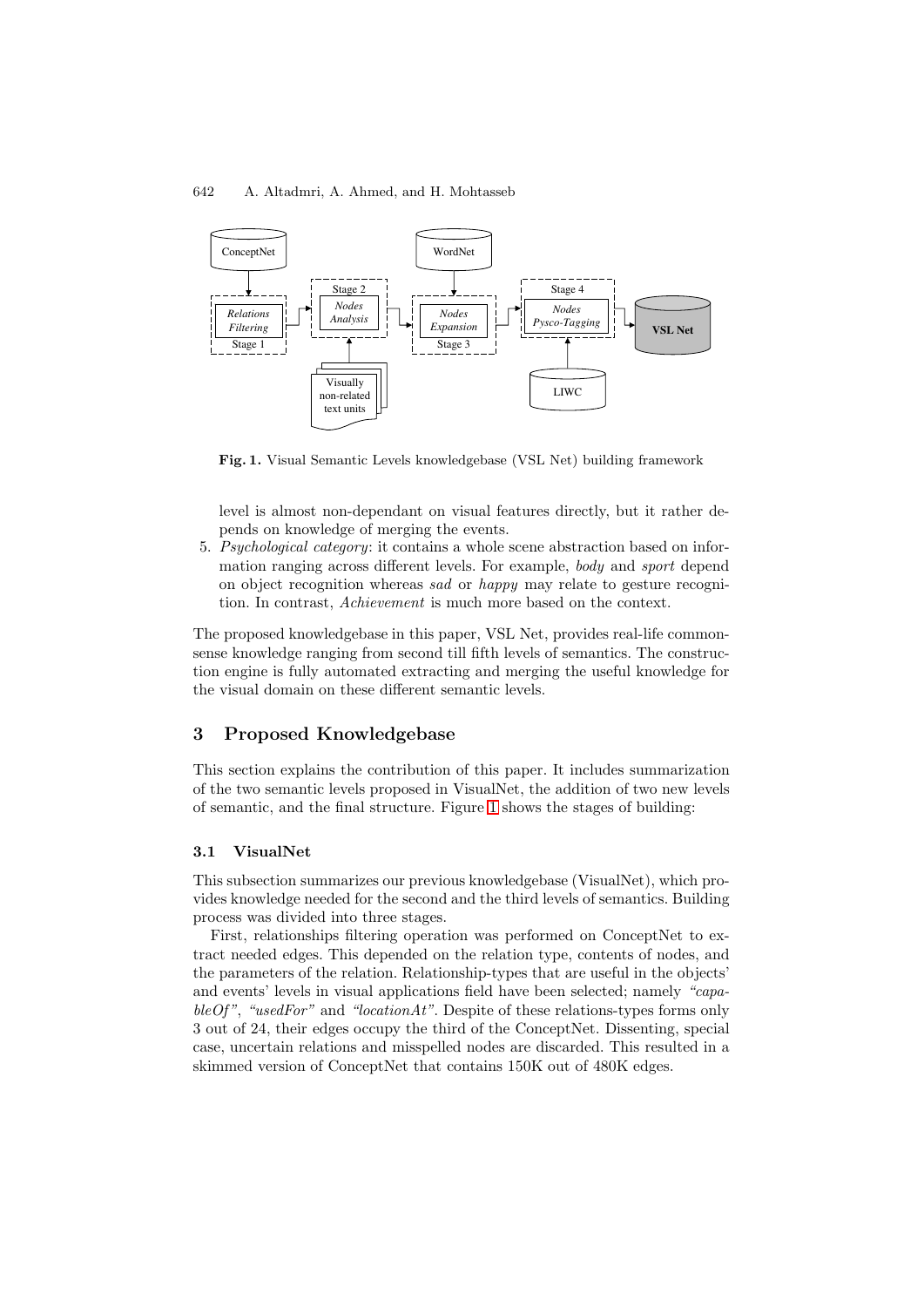**Fig. 1.** Visual Semantic Levels knowledgebase (VSL Net) building framework

level is almost non-dependant on visual features directly, but it rather depends on knowledge of merging the events.

5. *Psychological category*: it contains a whole scene abstraction based on information ranging across different levels. For example, *body* and *sport* depend on object recognition whereas *sad* or *happy* may relate to gesture recognition. In contrast, *Achievement* is much more based on the context.

The proposed knowledgebase in this paper, VSL Net, provides real-life commonsense knowledge ranging from second till fifth levels of semantics. The construction engine is fully automated extracting and merging the useful knowledge for the visual domain on these different semantic levels.

## 3 Proposed Knowledgebase

This section explains the contribution of this paper. It includes summarization of the two semantic levels proposed in VisualNet, the addition of two new levels of semantic, and the final structure. Figure 1 shows the stages of building:

### 3.1 VisualNet

This subsection summarizes our previous knowledgebase (VisualNet), which provides knowledge needed for the second and the third levels of semantics. Building process was divided into three stages.

First, relationships filtering operation was performed on ConceptNet to extract needed edges. This depended on the relation type, contents of nodes, and the parameters of the relation. Relationship-types that are useful in the objects' and events' levels in visual applications field have been selected; namely *"capableOf"*, *"usedFor"* and *"locationAt"*. Despite of these relations-types forms only 3 out of 24, their edges occupy the third of the ConceptNet. Dissenting, special case, uncertain relations and misspelled nodes are discarded. This resulted in a skimmed version of ConceptNet that contains 150K out of 480K edges.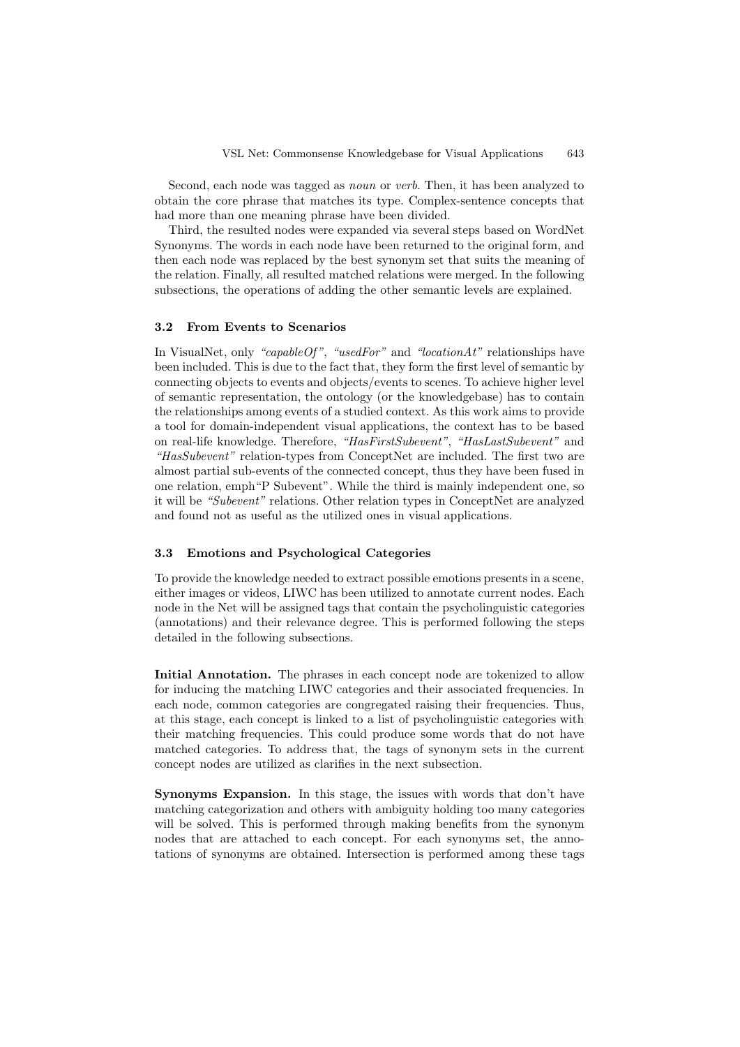Second, each node was tagged as *noun* or *verb*. Then, it has been analyzed to obtain the core phrase that matches its type. Complex-sentence concepts that had more than one meaning phrase have been divided.

Third, the resulted nodes were expanded via several steps based on WordNet Synonyms. The words in each node have been returned to the original form, and then each node was replaced by the best synonym set that suits the meaning of the relation. Finally, all resulted matched relations were merged. In the following subsections, the operations of adding the other semantic levels are explained.

### 3.2 From Events to Scenarios

In VisualNet, only *"capableOf"*, *"usedFor"* and *"locationAt"* relationships have been included. This is due to the fact that, they form the first level of semantic by connecting objects to events and objects/events to scenes. To achieve higher level of semantic representation, the ontology (or the knowledgebase) has to contain the relationships among events of a studied context. As this work aims to provide a tool for domain-independent visual applications, the context has to be based on real-life knowledge. Therefore, *"HasFirstSubevent"*, *"HasLastSubevent"* and *"HasSubevent"* relation-types from ConceptNet are included. The first two are almost partial sub-events of the connected concept, thus they have been fused in one relation, emph"P Subevent". While the third is mainly independent one, so it will be *"Subevent"* relations. Other relation types in ConceptNet are analyzed and found not as useful as the utilized ones in visual applications.

### 3.3 Emotions and Psychological Categories

To provide the knowledge needed to extract possible emotions presents in a scene, either images or videos, LIWC has been utilized to annotate current nodes. Each node in the Net will be assigned tags that contain the psycholinguistic categories (annotations) and their relevance degree. This is performed following the steps detailed in the following subsections.

**Initial Annotation.** The phrases in each concept node are tokenized to allow for inducing the matching LIWC categories and their associated frequencies. In each node, common categories are congregated raising their frequencies. Thus, at this stage, each concept is linked to a list of psycholinguistic categories with their matching frequencies. This could produce some words that do not have matched categories. To address that, the tags of synonym sets in the current concept nodes are utilized as clarifies in the next subsection.

**Synonyms Expansion.** In this stage, the issues with words that don't have matching categorization and others with ambiguity holding too many categories will be solved. This is performed through making benefits from the synonym nodes that are attached to each concept. For each synonyms set, the annotations of synonyms are obtained. Intersection is performed among these tags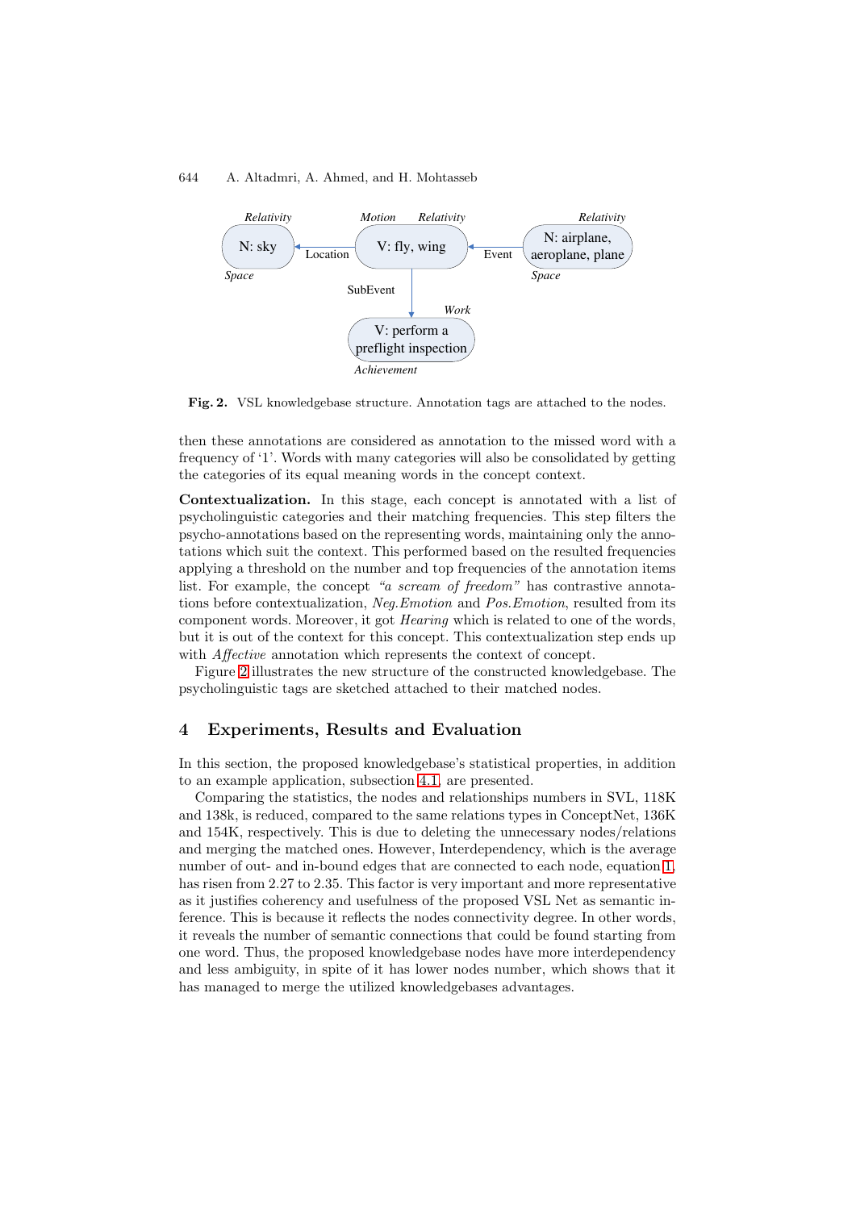**Fig. 2.** VSL knowledgebase structure. Annotation tags are attached to the nodes.

then these annotations are considered as annotation to the missed word with a frequency of '1'. Words with many categories will also be consolidated by getting the categories of its equal meaning words in the concept context.

**Contextualization.** In this stage, each concept is annotated with a list of psycholinguistic categories and their matching frequencies. This step filters the psycho-annotations based on the representing words, maintaining only the annotations which suit the context. This performed based on the resulted frequencies applying a threshold on the number and top frequencies of the annotation items list. For example, the concept *"a scream of freedom"* has contrastive annotations before contextualization, *Neg.Emotion* and *Pos.Emotion*, resulted from its component words. Moreover, it got *Hearing* which is related to one of the words, but it is out of the context for this concept. This contextualization step ends up with *Affective* annotation which represents the context of concept.

Figure 2 illustrates the new structure of the constructed knowledgebase. The psycholinguistic tags are sketched attached to their matched nodes.

## 4 Experiments, Results and Evaluation

In this section, the proposed knowledgebase's statistical properties, in addition to an example application, subsection 4.1, are presented.

Comparing the statistics, the nodes and relationships numbers in SVL, 118K and 138k, is reduced, compared to the same relations types in ConceptNet, 136K and 154K, respectively. This is due to deleting the unnecessary nodes/relations and merging the matched ones. However, Interdependency, which is the average number of out- and in-bound edges that are connected to each node, equation 1, has risen from 2.27 to 2.35. This factor is very important and more representative as it justifies coherency and usefulness of the proposed VSL Net as semantic inference. This is because it reflects the nodes connectivity degree. In other words, it reveals the number of semantic connections that could be found starting from one word. Thus, the proposed knowledgebase nodes have more interdependency and less ambiguity, in spite of it has lower nodes number, which shows that it has managed to merge the utilized knowledgebases advantages.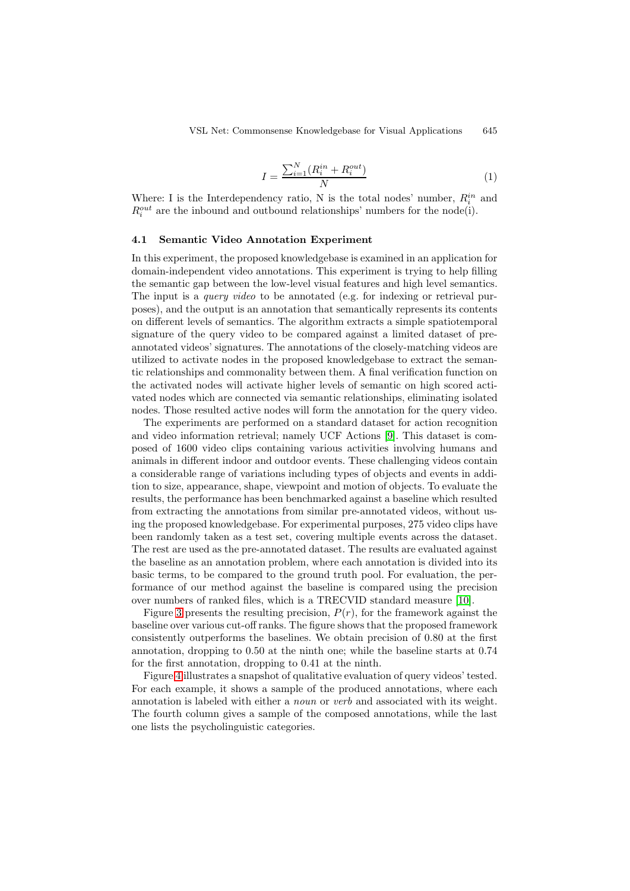$$I = \frac{\sum_{i=1}^{N}(R_i^{in} + R_i^{out})}{N} \tag{1}$$

Where: I is the Interdependency ratio, N is the total nodes' number, $R_i^{in}$ and $R_i^{out}$ are the inbound and outbound relationships' numbers for the node(i).

### 4.1 Semantic Video Annotation Experiment

In this experiment, the proposed knowledgebase is examined in an application for domain-independent video annotations. This experiment is trying to help filling the semantic gap between the low-level visual features and high level semantics. The input is a *query video* to be annotated (e.g. for indexing or retrieval purposes), and the output is an annotation that semantically represents its contents on different levels of semantics. The algorithm extracts a simple spatiotemporal signature of the query video to be compared against a limited dataset of pre-annotated videos' signatures. The annotations of the closely-matching videos are utilized to activate nodes in the proposed knowledgebase to extract the semantic relationships and commonality between them. A final verification function on the activated nodes will activate higher levels of semantic on high scored activated nodes which are connected via semantic relationships, eliminating isolated nodes. Those resulted active nodes will form the annotation for the query video.

The experiments are performed on a standard dataset for action recognition and video information retrieval; namely UCF Actions [9]. This dataset is composed of 1600 video clips containing various activities involving humans and animals in different indoor and outdoor events. These challenging videos contain a considerable range of variations including types of objects and events in addition to size, appearance, shape, viewpoint and motion of objects. To evaluate the results, the performance has been benchmarked against a baseline which resulted from extracting the annotations from similar pre-annotated videos, without using the proposed knowledgebase. For experimental purposes, 275 video clips have been randomly taken as a test set, covering multiple events across the dataset. The rest are used as the pre-annotated dataset. The results are evaluated against the baseline as an annotation problem, where each annotation is divided into its basic terms, to be compared to the ground truth pool. For evaluation, the performance of our method against the baseline is compared using the precision over numbers of ranked files, which is a TRECVID standard measure [10].

Figure 3 presents the resulting precision, $P(r)$, for the framework against the baseline over various cut-off ranks. The figure shows that the proposed framework consistently outperforms the baselines. We obtain precision of 0.80 at the first annotation, dropping to 0.50 at the ninth one; while the baseline starts at 0.74 for the first annotation, dropping to 0.41 at the ninth.

Figure 4 illustrates a snapshot of qualitative evaluation of query videos' tested. For each example, it shows a sample of the produced annotations, where each annotation is labeled with either a *noun* or *verb* and associated with its weight. The fourth column gives a sample of the composed annotations, while the last one lists the psycholinguistic categories.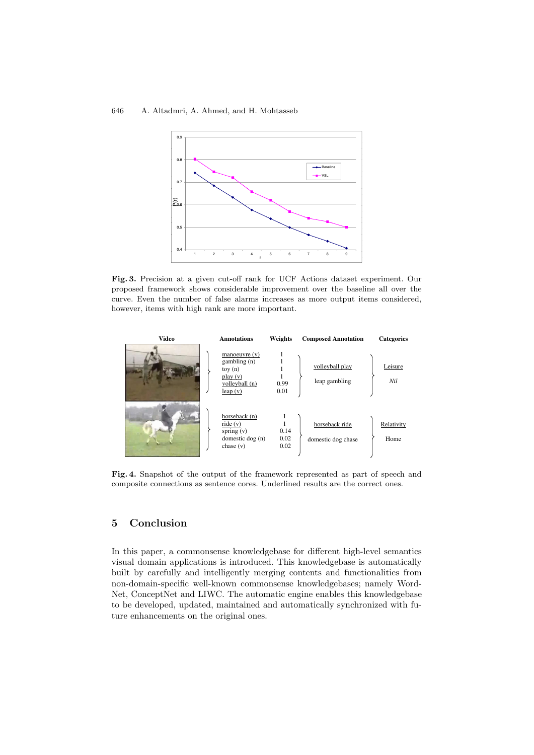**Fig. 3.** Precision at a given cut-off rank for UCF Actions dataset experiment. Our proposed framework shows considerable improvement over the baseline all over the curve. Even the number of false alarms increases as more output items considered, however, items with high rank are more important.

| Video | Annotations | Weights | Composed Annotation | Categories |
|---|---|---|---|---|
| | manoeuvre (v) | 1 | volleyball play | Leisure |
| | gambling (n) | 1 | leap gambling | *Nil* |
| | toy (n) | 1 | | |
| | play (v) | 1 | | |
| | volleyball (n) | 0.99 | | |
| | leap (v) | 0.01 | | |
| | horseback (n) | 1 | horseback ride | Relativity |
| | ride (v) | 1 | domestic dog chase | Home |
| | spring (v) | 0.14 | | |
| | domestic dog (n) | 0.02 | | |
| | chase (v) | 0.02 | | |

**Fig. 4.** Snapshot of the output of the framework represented as part of speech and composite connections as sentence cores. Underlined results are the correct ones.

## 5 Conclusion

In this paper, a commonsense knowledgebase for different high-level semantics visual domain applications is introduced. This knowledgebase is automatically built by carefully and intelligently merging contents and functionalities from non-domain-specific well-known commonsense knowledgebases; namely WordNet, ConceptNet and LIWC. The automatic engine enables this knowledgebase to be developed, updated, maintained and automatically synchronized with future enhancements on the original ones.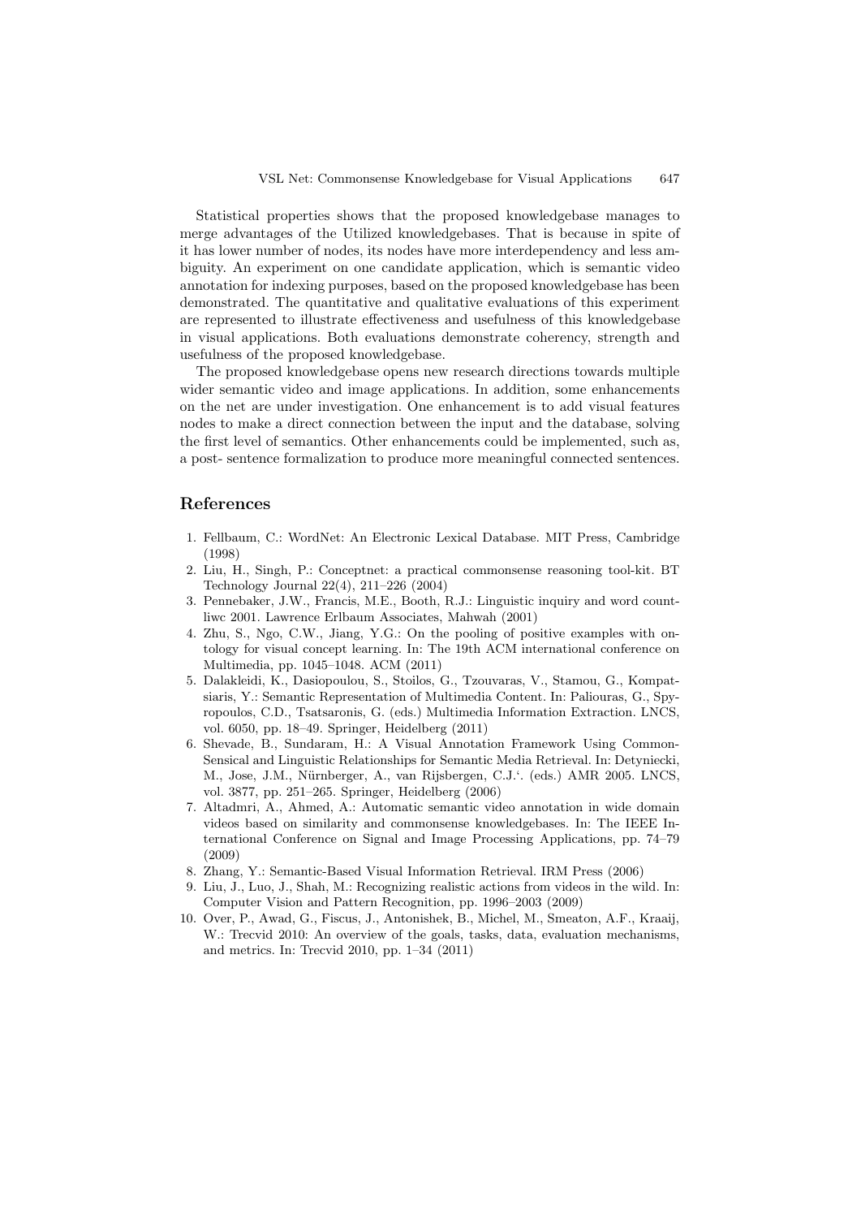Statistical properties shows that the proposed knowledgebase manages to merge advantages of the Utilized knowledgebases. That is because in spite of it has lower number of nodes, its nodes have more interdependency and less ambiguity. An experiment on one candidate application, which is semantic video annotation for indexing purposes, based on the proposed knowledgebase has been demonstrated. The quantitative and qualitative evaluations of this experiment are represented to illustrate effectiveness and usefulness of this knowledgebase in visual applications. Both evaluations demonstrate coherency, strength and usefulness of the proposed knowledgebase.

The proposed knowledgebase opens new research directions towards multiple wider semantic video and image applications. In addition, some enhancements on the net are under investigation. One enhancement is to add visual features nodes to make a direct connection between the input and the database, solving the first level of semantics. Other enhancements could be implemented, such as, a post- sentence formalization to produce more meaningful connected sentences.

## References

1. Fellbaum, C.: WordNet: An Electronic Lexical Database. MIT Press, Cambridge (1998)
2. Liu, H., Singh, P.: Conceptnet: a practical commonsense reasoning tool-kit. BT Technology Journal 22(4), 211–226 (2004)
3. Pennebaker, J.W., Francis, M.E., Booth, R.J.: Linguistic inquiry and word countliwc 2001. Lawrence Erlbaum Associates, Mahwah (2001)
4. Zhu, S., Ngo, C.W., Jiang, Y.G.: On the pooling of positive examples with ontology for visual concept learning. In: The 19th ACM international conference on Multimedia, pp. 1045–1048. ACM (2011)
5. Dalakleidi, K., Dasiopoulou, S., Stoilos, G., Tzouvaras, V., Stamou, G., Kompatsiaris, Y.: Semantic Representation of Multimedia Content. In: Paliouras, G., Spyropoulos, C.D., Tsatsaronis, G. (eds.) Multimedia Information Extraction. LNCS, vol. 6050, pp. 18–49. Springer, Heidelberg (2011)
6. Shevade, B., Sundaram, H.: A Visual Annotation Framework Using Common-Sensical and Linguistic Relationships for Semantic Media Retrieval. In: Detyniecki, M., Jose, J.M., Nürnberger, A., van Rijsbergen, C.J.'. (eds.) AMR 2005. LNCS, vol. 3877, pp. 251–265. Springer, Heidelberg (2006)
7. Altadmri, A., Ahmed, A.: Automatic semantic video annotation in wide domain videos based on similarity and commonsense knowledgebases. In: The IEEE International Conference on Signal and Image Processing Applications, pp. 74–79 (2009)
8. Zhang, Y.: Semantic-Based Visual Information Retrieval. IRM Press (2006)
9. Liu, J., Luo, J., Shah, M.: Recognizing realistic actions from videos in the wild. In: Computer Vision and Pattern Recognition, pp. 1996–2003 (2009)
10. Over, P., Awad, G., Fiscus, J., Antonishek, B., Michel, M., Smeaton, A.F., Kraaij, W.: Trecvid 2010: An overview of the goals, tasks, data, evaluation mechanisms, and metrics. In: Trecvid 2010, pp. 1–34 (2011)